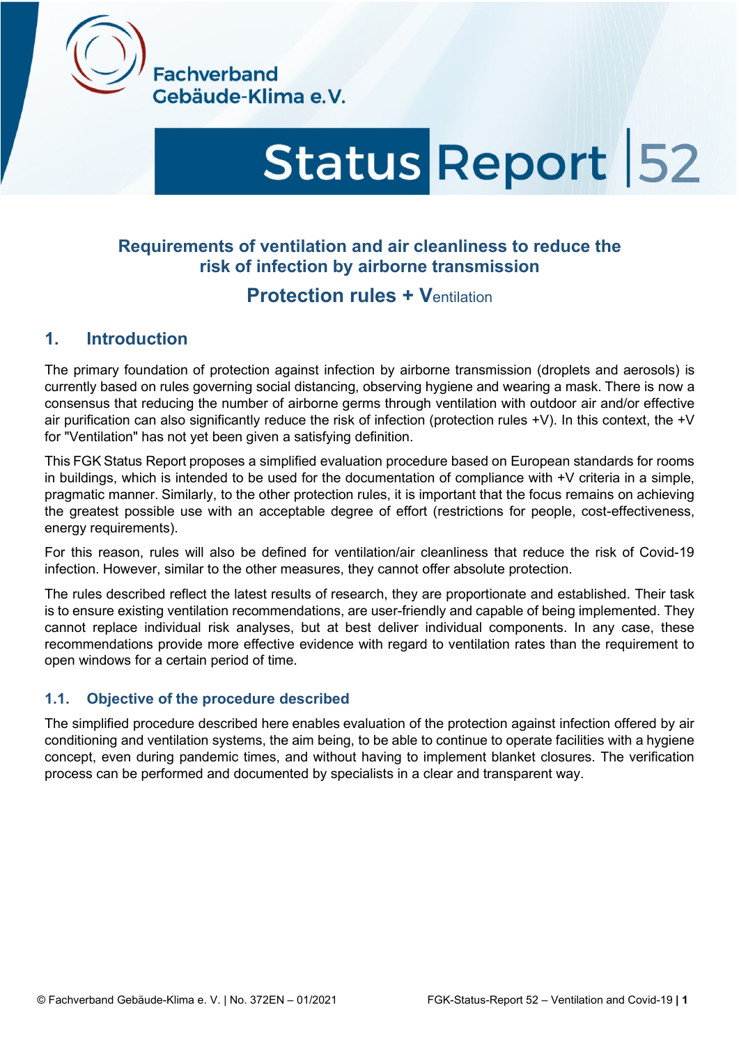Fachverband Gebäude-Klima e.V.

# Status Report 52

## Requirements of ventilation and air cleanliness to reduce the risk of infection by airborne transmission

## Protection rules + Ventilation

## 1. Introduction

The primary foundation of protection against infection by airborne transmission (droplets and aerosols) is currently based on rules governing social distancing, observing hygiene and wearing a mask. There is now a consensus that reducing the number of airborne germs through ventilation with outdoor air and/or effective air purification can also significantly reduce the risk of infection (protection rules +V). In this context, the +V for "Ventilation" has not yet been given a satisfying definition.

This FGK Status Report proposes a simplified evaluation procedure based on European standards for rooms in buildings, which is intended to be used for the documentation of compliance with +V criteria in a simple, pragmatic manner. Similarly, to the other protection rules, it is important that the focus remains on achieving the greatest possible use with an acceptable degree of effort (restrictions for people, cost-effectiveness, energy requirements).

For this reason, rules will also be defined for ventilation/air cleanliness that reduce the risk of Covid-19 infection. However, similar to the other measures, they cannot offer absolute protection.

The rules described reflect the latest results of research, they are proportionate and established. Their task is to ensure existing ventilation recommendations, are user-friendly and capable of being implemented. They cannot replace individual risk analyses, but at best deliver individual components. In any case, these recommendations provide more effective evidence with regard to ventilation rates than the requirement to open windows for a certain period of time.

### 1.1. Objective of the procedure described

The simplified procedure described here enables evaluation of the protection against infection offered by air conditioning and ventilation systems, the aim being, to be able to continue to operate facilities with a hygiene concept, even during pandemic times, and without having to implement blanket closures. The verification process can be performed and documented by specialists in a clear and transparent way.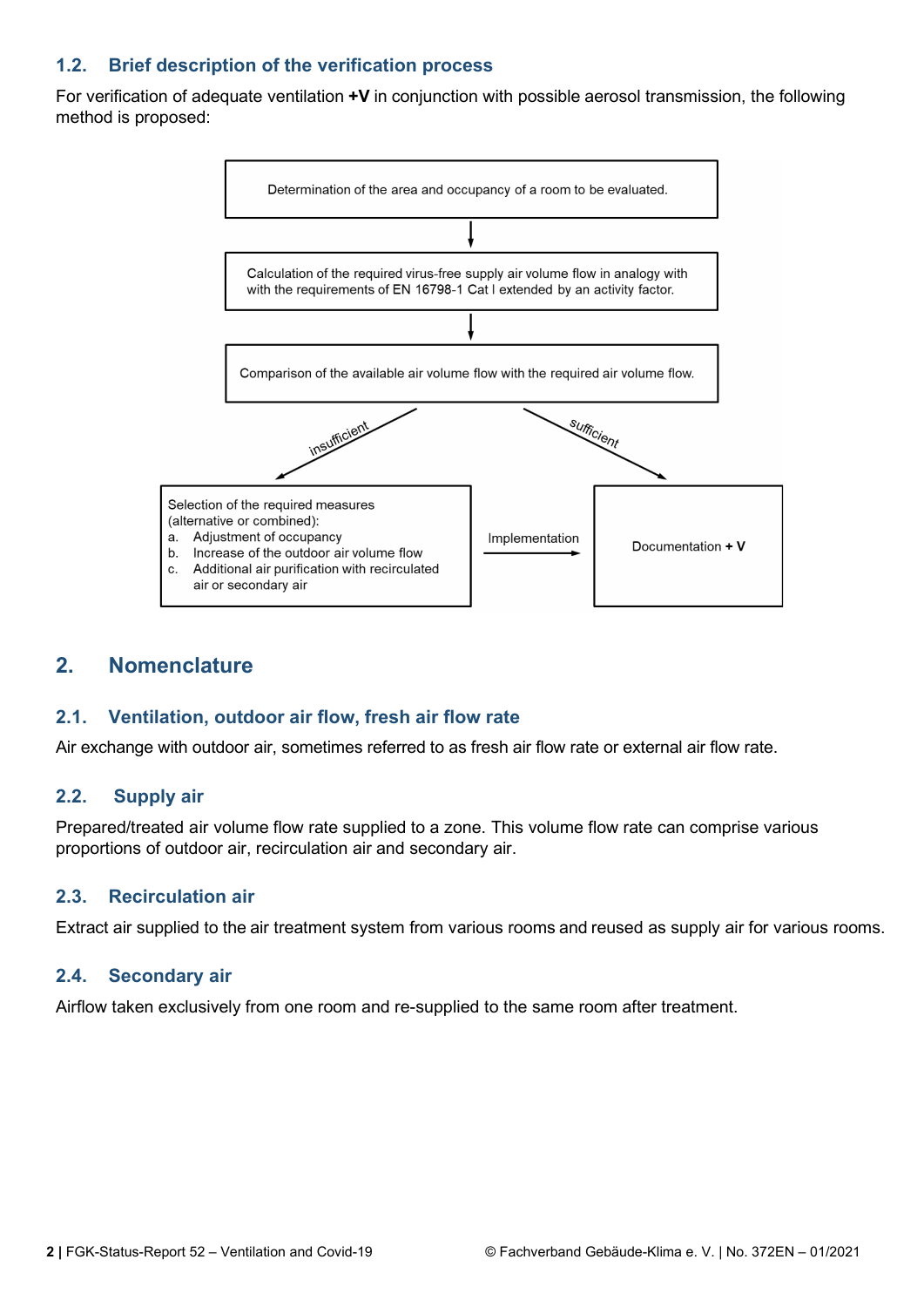## 1.2. Brief description of the verification process

For verification of adequate ventilation **+V** in conjunction with possible aerosol transmission, the following method is proposed:

Determination of the area and occupancy of a room to be evaluated.

↓

Calculation of the required virus-free supply air volume flow in analogy with with the requirements of EN 16798-1 Cat I extended by an activity factor.

↓

Comparison of the available air volume flow with the required air volume flow.

insufficient → Selection of the required measures (alternative or combined):

a. Adjustment of occupancy
b. Increase of the outdoor air volume flow
c. Additional air purification with recirculated air or secondary air

→ Implementation → Documentation **+ V**

sufficient → Documentation **+ V**

# 2. Nomenclature

## 2.1. Ventilation, outdoor air flow, fresh air flow rate

Air exchange with outdoor air, sometimes referred to as fresh air flow rate or external air flow rate.

## 2.2. Supply air

Prepared/treated air volume flow rate supplied to a zone. This volume flow rate can comprise various proportions of outdoor air, recirculation air and secondary air.

## 2.3. Recirculation air

Extract air supplied to the air treatment system from various rooms and reused as supply air for various rooms.

## 2.4. Secondary air

Airflow taken exclusively from one room and re-supplied to the same room after treatment.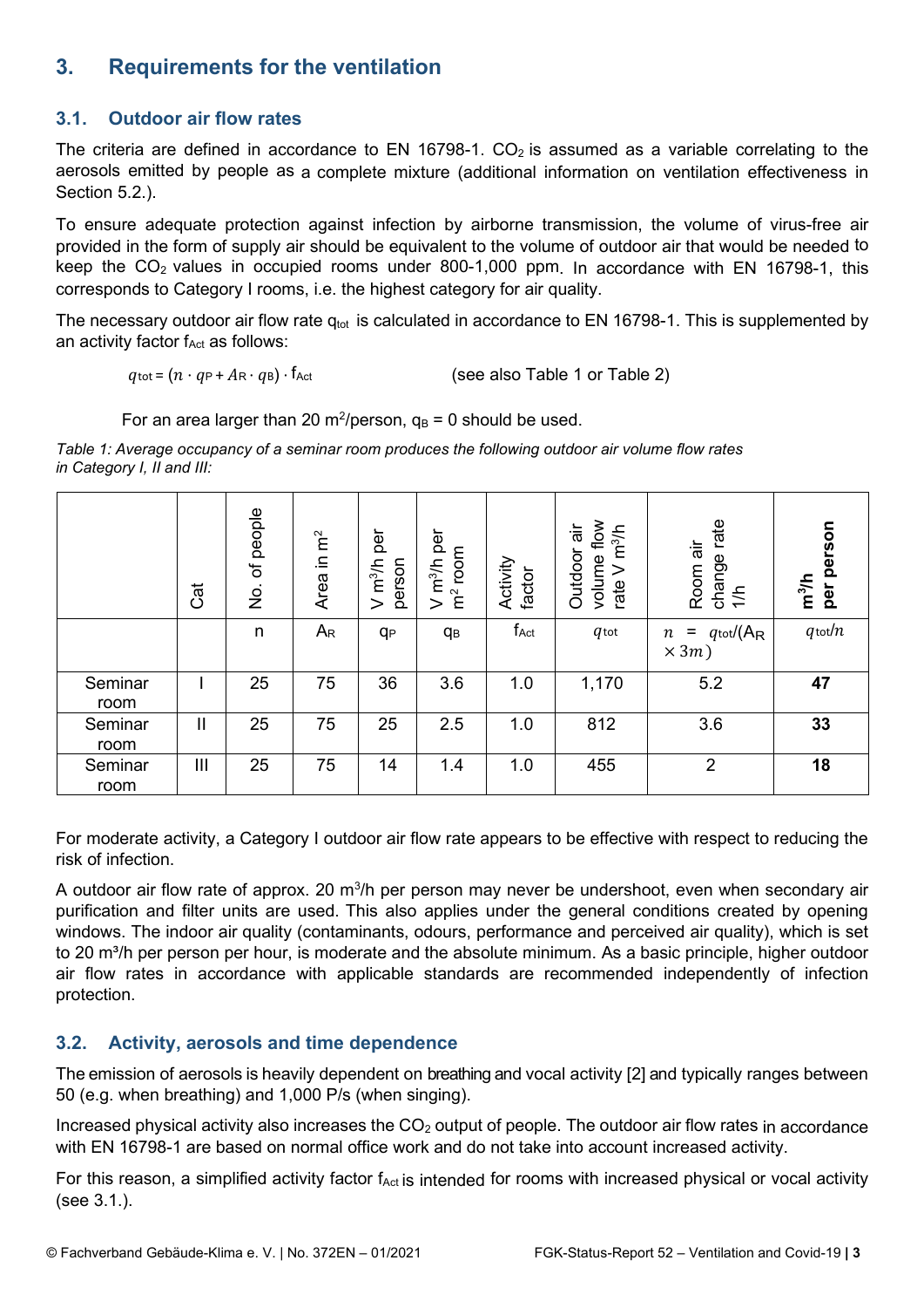## 3. Requirements for the ventilation

### 3.1. Outdoor air flow rates

The criteria are defined in accordance to EN 16798-1. $CO_2$ is assumed as a variable correlating to the aerosols emitted by people as a complete mixture (additional information on ventilation effectiveness in Section 5.2.).

To ensure adequate protection against infection by airborne transmission, the volume of virus-free air provided in the form of supply air should be equivalent to the volume of outdoor air that would be needed to keep the $CO_2$ values in occupied rooms under 800-1,000 ppm. In accordance with EN 16798-1, this corresponds to Category I rooms, i.e. the highest category for air quality.

The necessary outdoor air flow rate $q_{tot}$ is calculated in accordance to EN 16798-1. This is supplemented by an activity factor $f_{Act}$ as follows:

$$q_{tot} = (n \cdot q_P + A_R \cdot q_B) \cdot f_{Act}$$ (see also Table 1 or Table 2)

For an area larger than 20 m²/person, $q_B = 0$ should be used.

*Table 1: Average occupancy of a seminar room produces the following outdoor air volume flow rates in Category I, II and III:*

| | Cat | No. of people | Area in m² | V m³/h per person | V m³/h per m² room | Activity factor | Outdoor air volume flow rate V m³/h | Room air change rate 1/h | **m³/h per person** |
|---|---|---|---|---|---|---|---|---|---|
| | | $n$ | $A_R$ | $q_P$ | $q_B$ | $f_{Act}$ | $q_{tot}$ | $n = q_{tot}/(A_R \times 3m)$ | $q_{tot}/n$ |
| Seminar room | I | 25 | 75 | 36 | 3.6 | 1.0 | 1,170 | 5.2 | **47** |
| Seminar room | II | 25 | 75 | 25 | 2.5 | 1.0 | 812 | 3.6 | **33** |
| Seminar room | III | 25 | 75 | 14 | 1.4 | 1.0 | 455 | 2 | **18** |

For moderate activity, a Category I outdoor air flow rate appears to be effective with respect to reducing the risk of infection.

A outdoor air flow rate of approx. 20 m³/h per person may never be undershoot, even when secondary air purification and filter units are used. This also applies under the general conditions created by opening windows. The indoor air quality (contaminants, odours, performance and perceived air quality), which is set to 20 m³/h per person per hour, is moderate and the absolute minimum. As a basic principle, higher outdoor air flow rates in accordance with applicable standards are recommended independently of infection protection.

### 3.2. Activity, aerosols and time dependence

The emission of aerosols is heavily dependent on breathing and vocal activity [2] and typically ranges between 50 (e.g. when breathing) and 1,000 P/s (when singing).

Increased physical activity also increases the $CO_2$ output of people. The outdoor air flow rates in accordance with EN 16798-1 are based on normal office work and do not take into account increased activity.

For this reason, a simplified activity factor $f_{Act}$ is intended for rooms with increased physical or vocal activity (see 3.1.).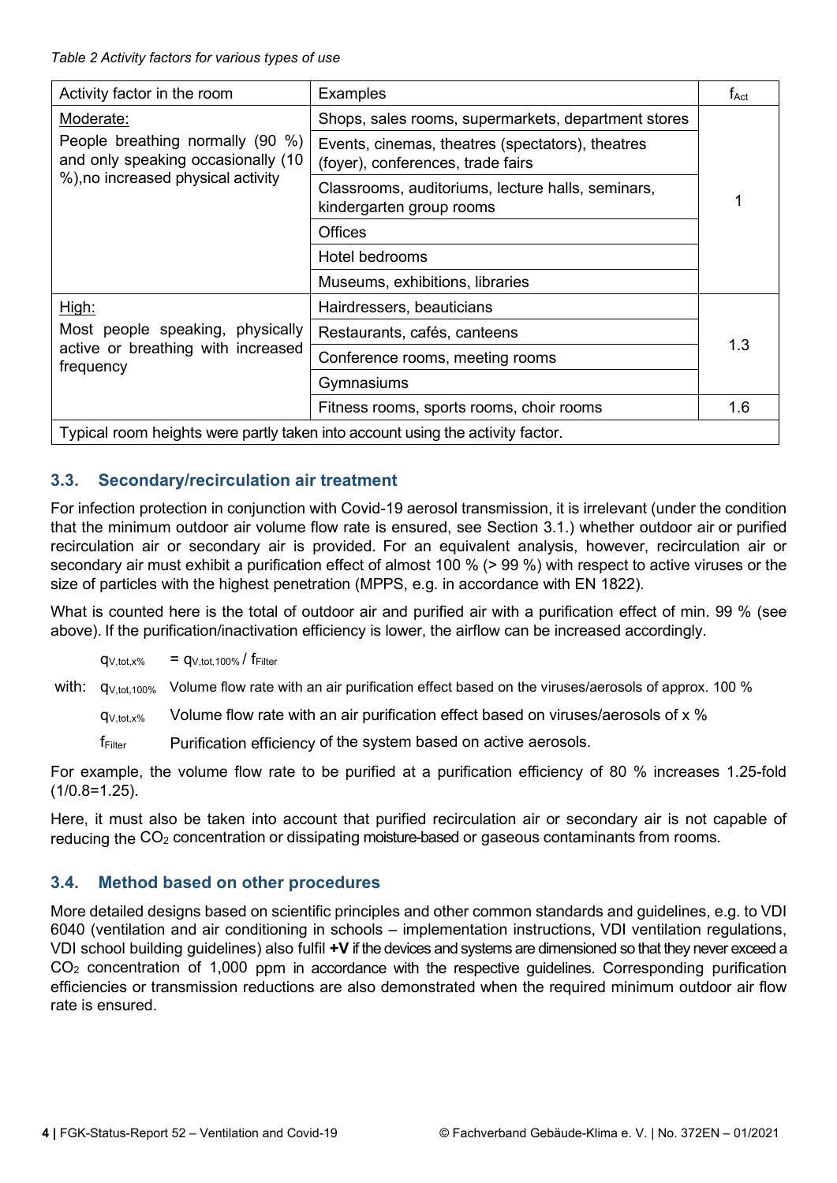*Table 2 Activity factors for various types of use*

| Activity factor in the room | Examples | $f_{Act}$ |
|---|---|---|
| Moderate: People breathing normally (90 %) and only speaking occasionally (10 %),no increased physical activity | Shops, sales rooms, supermarkets, department stores | 1 |
| | Events, cinemas, theatres (spectators), theatres (foyer), conferences, trade fairs | |
| | Classrooms, auditoriums, lecture halls, seminars, kindergarten group rooms | |
| | Offices | |
| | Hotel bedrooms | |
| | Museums, exhibitions, libraries | |
| High: Most people speaking, physically active or breathing with increased frequency | Hairdressers, beauticians | 1.3 |
| | Restaurants, cafés, canteens | |
| | Conference rooms, meeting rooms | |
| | Gymnasiums | |
| | Fitness rooms, sports rooms, choir rooms | 1.6 |
| Typical room heights were partly taken into account using the activity factor. | | |

### 3.3. Secondary/recirculation air treatment

For infection protection in conjunction with Covid-19 aerosol transmission, it is irrelevant (under the condition that the minimum outdoor air volume flow rate is ensured, see Section 3.1.) whether outdoor air or purified recirculation air or secondary air is provided. For an equivalent analysis, however, recirculation air or secondary air must exhibit a purification effect of almost 100 % (> 99 %) with respect to active viruses or the size of particles with the highest penetration (MPPS, e.g. in accordance with EN 1822).

What is counted here is the total of outdoor air and purified air with a purification effect of min. 99 % (see above). If the purification/inactivation efficiency is lower, the airflow can be increased accordingly.

$$q_{V,tot,x\%} = q_{V,tot,100\%} / f_{Filter}$$

with:
- $q_{V,tot,100\%}$ Volume flow rate with an air purification effect based on the viruses/aerosols of approx. 100 %
- $q_{V,tot,x\%}$ Volume flow rate with an air purification effect based on viruses/aerosols of x %
- $f_{Filter}$ Purification efficiency of the system based on active aerosols.

For example, the volume flow rate to be purified at a purification efficiency of 80 % increases 1.25-fold (1/0.8=1.25).

Here, it must also be taken into account that purified recirculation air or secondary air is not capable of reducing the $CO_2$ concentration or dissipating moisture-based or gaseous contaminants from rooms.

### 3.4. Method based on other procedures

More detailed designs based on scientific principles and other common standards and guidelines, e.g. to VDI 6040 (ventilation and air conditioning in schools – implementation instructions, VDI ventilation regulations, VDI school building guidelines) also fulfil **+V** if the devices and systems are dimensioned so that they never exceed a $CO_2$ concentration of 1,000 ppm in accordance with the respective guidelines. Corresponding purification efficiencies or transmission reductions are also demonstrated when the required minimum outdoor air flow rate is ensured.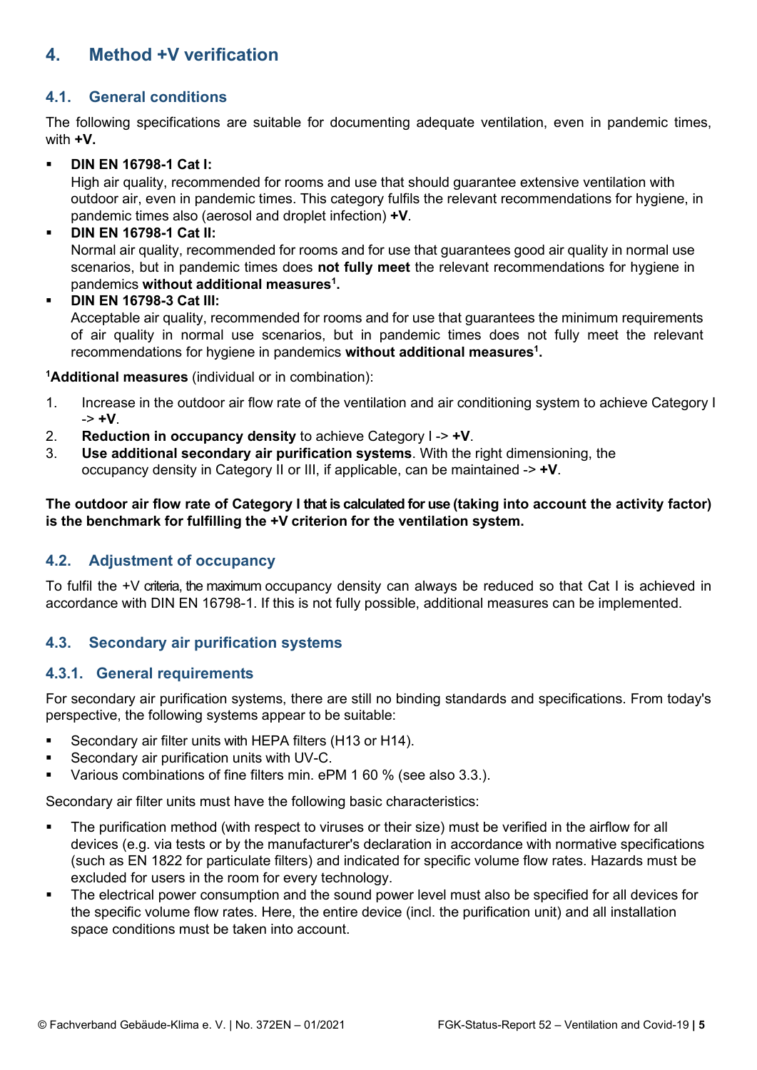## 4. Method +V verification

### 4.1. General conditions

The following specifications are suitable for documenting adequate ventilation, even in pandemic times, with **+V.**

- **DIN EN 16798-1 Cat I:**
  High air quality, recommended for rooms and use that should guarantee extensive ventilation with outdoor air, even in pandemic times. This category fulfils the relevant recommendations for hygiene, in pandemic times also (aerosol and droplet infection) **+V**.
- **DIN EN 16798-1 Cat II:**
  Normal air quality, recommended for rooms and for use that guarantees good air quality in normal use scenarios, but in pandemic times does **not fully meet** the relevant recommendations for hygiene in pandemics **without additional measures[1].**
- **DIN EN 16798-3 Cat III:**
  Acceptable air quality, recommended for rooms and for use that guarantees the minimum requirements of air quality in normal use scenarios, but in pandemic times does not fully meet the relevant recommendations for hygiene in pandemics **without additional measures[1].**

[1]**Additional measures** (individual or in combination):

1. Increase in the outdoor air flow rate of the ventilation and air conditioning system to achieve Category I -> **+V**.
2. **Reduction in occupancy density** to achieve Category I -> **+V**.
3. **Use additional secondary air purification systems**. With the right dimensioning, the occupancy density in Category II or III, if applicable, can be maintained -> **+V**.

**The outdoor air flow rate of Category I that is calculated for use (taking into account the activity factor) is the benchmark for fulfilling the +V criterion for the ventilation system.**

### 4.2. Adjustment of occupancy

To fulfil the +V criteria, the maximum occupancy density can always be reduced so that Cat I is achieved in accordance with DIN EN 16798-1. If this is not fully possible, additional measures can be implemented.

### 4.3. Secondary air purification systems

#### 4.3.1. General requirements

For secondary air purification systems, there are still no binding standards and specifications. From today's perspective, the following systems appear to be suitable:

- Secondary air filter units with HEPA filters (H13 or H14).
- Secondary air purification units with UV-C.
- Various combinations of fine filters min. ePM 1 60 % (see also 3.3.).

Secondary air filter units must have the following basic characteristics:

- The purification method (with respect to viruses or their size) must be verified in the airflow for all devices (e.g. via tests or by the manufacturer's declaration in accordance with normative specifications (such as EN 1822 for particulate filters) and indicated for specific volume flow rates. Hazards must be excluded for users in the room for every technology.
- The electrical power consumption and the sound power level must also be specified for all devices for the specific volume flow rates. Here, the entire device (incl. the purification unit) and all installation space conditions must be taken into account.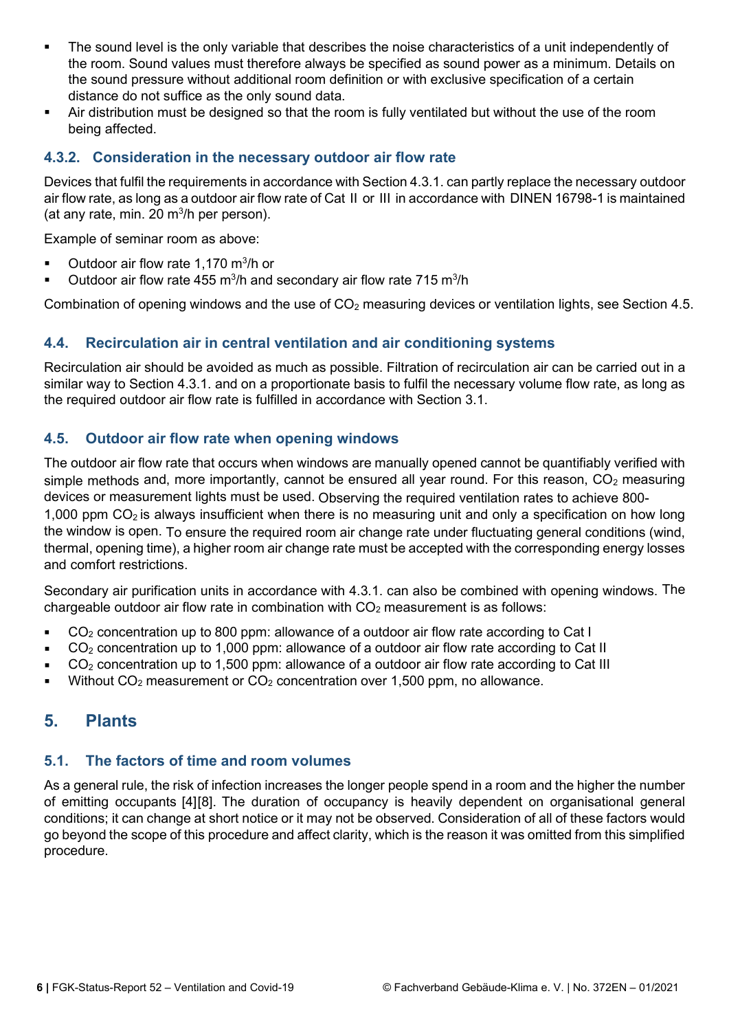- The sound level is the only variable that describes the noise characteristics of a unit independently of the room. Sound values must therefore always be specified as sound power as a minimum. Details on the sound pressure without additional room definition or with exclusive specification of a certain distance do not suffice as the only sound data.
- Air distribution must be designed so that the room is fully ventilated but without the use of the room being affected.

### 4.3.2. Consideration in the necessary outdoor air flow rate

Devices that fulfil the requirements in accordance with Section 4.3.1. can partly replace the necessary outdoor air flow rate, as long as a outdoor air flow rate of Cat II or III in accordance with DINEN 16798-1 is maintained (at any rate, min. 20 $m^3$/h per person).

Example of seminar room as above:

- Outdoor air flow rate 1,170 $m^3$/h or
- Outdoor air flow rate 455 $m^3$/h and secondary air flow rate 715 $m^3$/h

Combination of opening windows and the use of $CO_2$ measuring devices or ventilation lights, see Section 4.5.

## 4.4. Recirculation air in central ventilation and air conditioning systems

Recirculation air should be avoided as much as possible. Filtration of recirculation air can be carried out in a similar way to Section 4.3.1. and on a proportionate basis to fulfil the necessary volume flow rate, as long as the required outdoor air flow rate is fulfilled in accordance with Section 3.1.

## 4.5. Outdoor air flow rate when opening windows

The outdoor air flow rate that occurs when windows are manually opened cannot be quantifiably verified with simple methods and, more importantly, cannot be ensured all year round. For this reason, $CO_2$ measuring devices or measurement lights must be used. Observing the required ventilation rates to achieve 800-1,000 ppm $CO_2$ is always insufficient when there is no measuring unit and only a specification on how long the window is open. To ensure the required room air change rate under fluctuating general conditions (wind, thermal, opening time), a higher room air change rate must be accepted with the corresponding energy losses and comfort restrictions.

Secondary air purification units in accordance with 4.3.1. can also be combined with opening windows. The chargeable outdoor air flow rate in combination with $CO_2$ measurement is as follows:

- $CO_2$ concentration up to 800 ppm: allowance of a outdoor air flow rate according to Cat I
- $CO_2$ concentration up to 1,000 ppm: allowance of a outdoor air flow rate according to Cat II
- $CO_2$ concentration up to 1,500 ppm: allowance of a outdoor air flow rate according to Cat III
- Without $CO_2$ measurement or $CO_2$ concentration over 1,500 ppm, no allowance.

# 5. Plants

## 5.1. The factors of time and room volumes

As a general rule, the risk of infection increases the longer people spend in a room and the higher the number of emitting occupants [4][8]. The duration of occupancy is heavily dependent on organisational general conditions; it can change at short notice or it may not be observed. Consideration of all of these factors would go beyond the scope of this procedure and affect clarity, which is the reason it was omitted from this simplified procedure.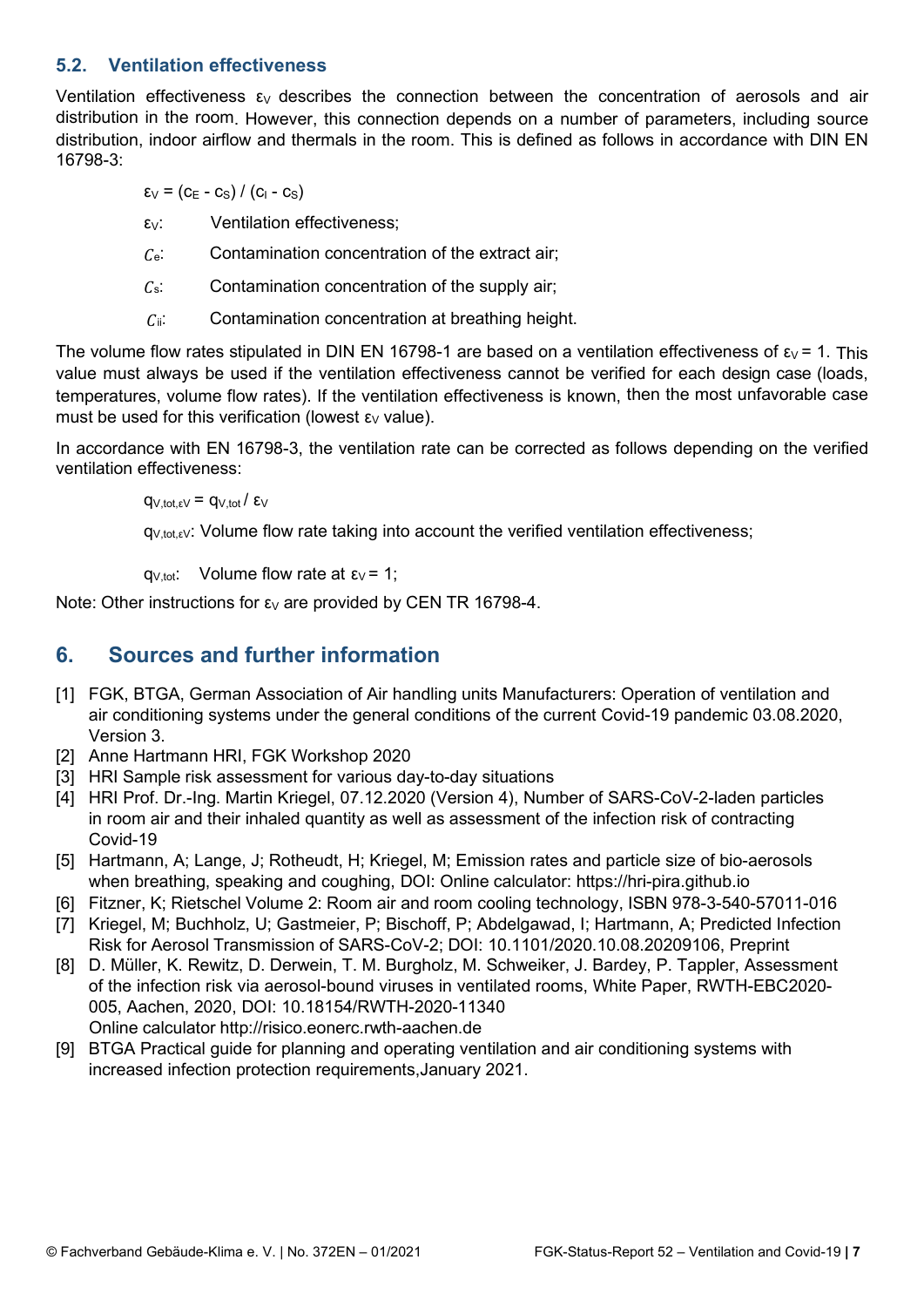## 5.2. Ventilation effectiveness

Ventilation effectiveness $\varepsilon_V$ describes the connection between the concentration of aerosols and air distribution in the room. However, this connection depends on a number of parameters, including source distribution, indoor airflow and thermals in the room. This is defined as follows in accordance with DIN EN 16798-3:

$$\varepsilon_V = (c_E - c_S) / (c_I - c_S)$$

$\varepsilon_V$: Ventilation effectiveness;

$c_e$: Contamination concentration of the extract air;

$c_s$: Contamination concentration of the supply air;

$c_{ii}$: Contamination concentration at breathing height.

The volume flow rates stipulated in DIN EN 16798-1 are based on a ventilation effectiveness of $\varepsilon_V = 1$. This value must always be used if the ventilation effectiveness cannot be verified for each design case (loads, temperatures, volume flow rates). If the ventilation effectiveness is known, then the most unfavorable case must be used for this verification (lowest $\varepsilon_V$ value).

In accordance with EN 16798-3, the ventilation rate can be corrected as follows depending on the verified ventilation effectiveness:

$$q_{V,tot,\varepsilon V} = q_{V,tot} / \varepsilon_V$$

$q_{V,tot,\varepsilon V}$: Volume flow rate taking into account the verified ventilation effectiveness;

$q_{V,tot}$: Volume flow rate at $\varepsilon_V = 1$;

Note: Other instructions for $\varepsilon_V$ are provided by CEN TR 16798-4.

# 6. Sources and further information

[1] FGK, BTGA, German Association of Air handling units Manufacturers: Operation of ventilation and air conditioning systems under the general conditions of the current Covid-19 pandemic 03.08.2020, Version 3.

[2] Anne Hartmann HRI, FGK Workshop 2020

[3] HRI Sample risk assessment for various day-to-day situations

[4] HRI Prof. Dr.-Ing. Martin Kriegel, 07.12.2020 (Version 4), Number of SARS-CoV-2-laden particles in room air and their inhaled quantity as well as assessment of the infection risk of contracting Covid-19

[5] Hartmann, A; Lange, J; Rotheudt, H; Kriegel, M; Emission rates and particle size of bio-aerosols when breathing, speaking and coughing, DOI: Online calculator: https://hri-pira.github.io

[6] Fitzner, K; Rietschel Volume 2: Room air and room cooling technology, ISBN 978-3-540-57011-016

[7] Kriegel, M; Buchholz, U; Gastmeier, P; Bischoff, P; Abdelgawad, I; Hartmann, A; Predicted Infection Risk for Aerosol Transmission of SARS-CoV-2; DOI: 10.1101/2020.10.08.20209106, Preprint

[8] D. Müller, K. Rewitz, D. Derwein, T. M. Burgholz, M. Schweiker, J. Bardey, P. Tappler, Assessment of the infection risk via aerosol-bound viruses in ventilated rooms, White Paper, RWTH-EBC2020-005, Aachen, 2020, DOI: 10.18154/RWTH-2020-11340
Online calculator http://risico.eonerc.rwth-aachen.de

[9] BTGA Practical guide for planning and operating ventilation and air conditioning systems with increased infection protection requirements,January 2021.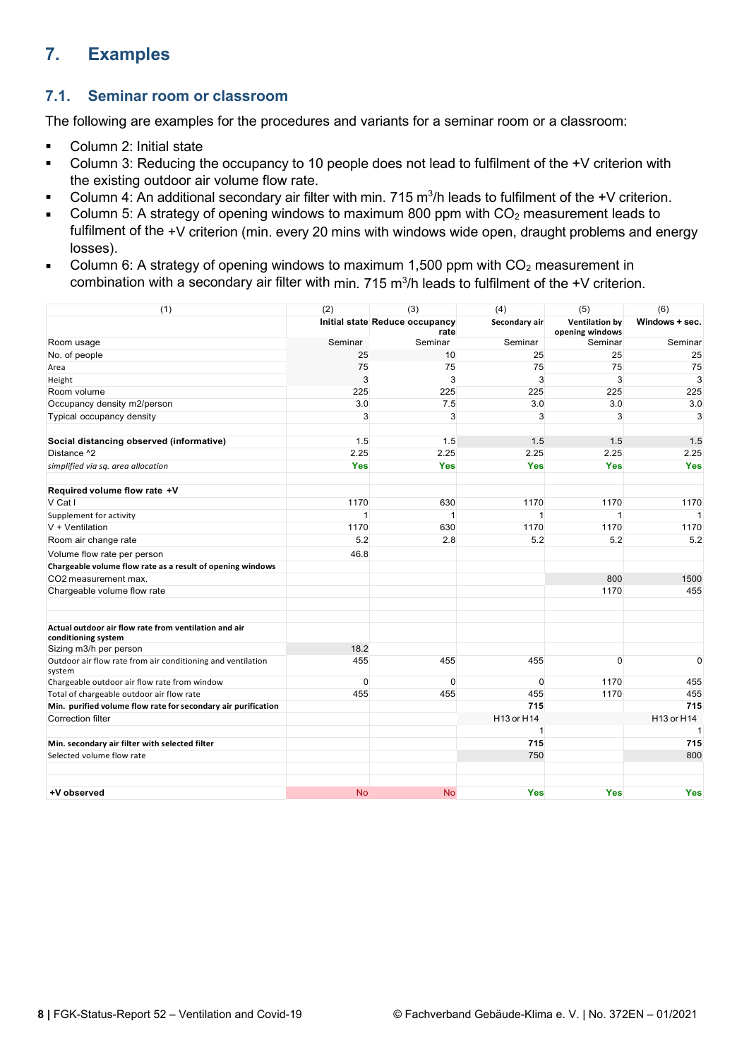# 7. Examples

## 7.1. Seminar room or classroom

The following are examples for the procedures and variants for a seminar room or a classroom:

- Column 2: Initial state
- Column 3: Reducing the occupancy to 10 people does not lead to fulfilment of the +V criterion with the existing outdoor air volume flow rate.
- Column 4: An additional secondary air filter with min. 715 $m^3/h$ leads to fulfilment of the +V criterion.
- Column 5: A strategy of opening windows to maximum 800 ppm with $CO_2$ measurement leads to fulfilment of the +V criterion (min. every 20 mins with windows wide open, draught problems and energy losses).
- Column 6: A strategy of opening windows to maximum 1,500 ppm with $CO_2$ measurement in combination with a secondary air filter with min. 715 $m^3/h$ leads to fulfilment of the +V criterion.

| (1) | (2) | (3) | (4) | (5) | (6) |
|---|---|---|---|---|---|
| | **Initial state** | **Reduce occupancy rate** | **Secondary air** | **Ventilation by opening windows** | **Windows + sec.** |
| Room usage | Seminar | Seminar | Seminar | Seminar | Seminar |
| No. of people | 25 | 10 | 25 | 25 | 25 |
| Area | 75 | 75 | 75 | 75 | 75 |
| Height | 3 | 3 | 3 | 3 | 3 |
| Room volume | 225 | 225 | 225 | 225 | 225 |
| Occupancy density m2/person | 3.0 | 7.5 | 3.0 | 3.0 | 3.0 |
| Typical occupancy density | 3 | 3 | 3 | 3 | 3 |
| | | | | | |
| **Social distancing observed (informative)** | 1.5 | 1.5 | 1.5 | 1.5 | 1.5 |
| Distance ^2 | 2.25 | 2.25 | 2.25 | 2.25 | 2.25 |
| *simplified via sq. area allocation* | Yes | Yes | Yes | Yes | Yes |
| | | | | | |
| **Required volume flow rate +V** | | | | | |
| V Cat I | 1170 | 630 | 1170 | 1170 | 1170 |
| Supplement for activity | 1 | 1 | 1 | 1 | 1 |
| V + Ventilation | 1170 | 630 | 1170 | 1170 | 1170 |
| Room air change rate | 5.2 | 2.8 | 5.2 | 5.2 | 5.2 |
| Volume flow rate per person | 46.8 | | | | |
| **Chargeable volume flow rate as a result of opening windows** | | | | | |
| CO2 measurement max. | | | | 800 | 1500 |
| Chargeable volume flow rate | | | | 1170 | 455 |
| | | | | | |
| | | | | | |
| **Actual outdoor air flow rate from ventilation and air conditioning system** | | | | | |
| Sizing m3/h per person | 18.2 | | | | |
| Outdoor air flow rate from air conditioning and ventilation system | 455 | 455 | 455 | 0 | 0 |
| Chargeable outdoor air flow rate from window | 0 | 0 | 0 | 1170 | 455 |
| Total of chargeable outdoor air flow rate | 455 | 455 | 455 | 1170 | 455 |
| **Min. purified volume flow rate for secondary air purification** | | | **715** | | **715** |
| Correction filter | | | H13 or H14 | | H13 or H14 |
| | | | 1 | | 1 |
| **Min. secondary air filter with selected filter** | | | **715** | | **715** |
| Selected volume flow rate | | | 750 | | 800 |
| | | | | | |
| | | | | | |
| **+V observed** | No | No | Yes | Yes | Yes |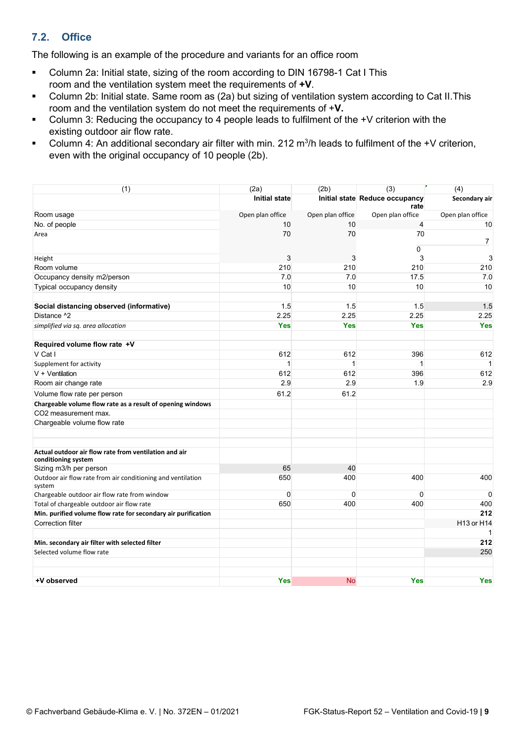## 7.2. Office

The following is an example of the procedure and variants for an office room

- Column 2a: Initial state, sizing of the room according to DIN 16798-1 Cat I This room and the ventilation system meet the requirements of **+V**.
- Column 2b: Initial state. Same room as (2a) but sizing of ventilation system according to Cat II.This room and the ventilation system do not meet the requirements of +**V.**
- Column 3: Reducing the occupancy to 4 people leads to fulfilment of the +V criterion with the existing outdoor air flow rate.
- Column 4: An additional secondary air filter with min. 212 $m^3/h$ leads to fulfilment of the +V criterion, even with the original occupancy of 10 people (2b).

| (1) | (2a) | (2b) | (3) | (4) |
|---|---|---|---|---|
| | **Initial state** | **Initial state** | **Reduce occupancy rate** | **Secondary air** |
| Room usage | Open plan office | Open plan office | Open plan office | Open plan office |
| No. of people | 10 | 10 | 4 | 10 |
| Area | 70 | 70 | 70<br>0 | 7 |
| Height | 3 | 3 | 3 | 3 |
| Room volume | 210 | 210 | 210 | 210 |
| Occupancy density m2/person | 7.0 | 7.0 | 17.5 | 7.0 |
| Typical occupancy density | 10 | 10 | 10 | 10 |
| | | | | |
| **Social distancing observed (informative)** | 1.5 | 1.5 | 1.5 | 1.5 |
| Distance ^2 | 2.25 | 2.25 | 2.25 | 2.25 |
| *simplified via sq. area allocation* | Yes | Yes | Yes | Yes |
| | | | | |
| **Required volume flow rate +V** | | | | |
| V Cat I | 612 | 612 | 396 | 612 |
| Supplement for activity | 1 | 1 | 1 | 1 |
| V + Ventilation | 612 | 612 | 396 | 612 |
| Room air change rate | 2.9 | 2.9 | 1.9 | 2.9 |
| Volume flow rate per person | 61.2 | 61.2 | | |
| **Chargeable volume flow rate as a result of opening windows** | | | | |
| CO2 measurement max. | | | | |
| Chargeable volume flow rate | | | | |
| | | | | |
| | | | | |
| **Actual outdoor air flow rate from ventilation and air conditioning system** | | | | |
| Sizing m3/h per person | 65 | 40 | | |
| Outdoor air flow rate from air conditioning and ventilation system | 650 | 400 | 400 | 400 |
| Chargeable outdoor air flow rate from window | 0 | 0 | 0 | 0 |
| Total of chargeable outdoor air flow rate | 650 | 400 | 400 | 400 |
| **Min. purified volume flow rate for secondary air purification** | | | | **212** |
| Correction filter | | | | H13 or H14<br>1 |
| | | | | |
| **Min. secondary air filter with selected filter** | | | | **212** |
| Selected volume flow rate | | | | 250 |
| | | | | |
| | | | | |
| **+V observed** | Yes | No | Yes | Yes |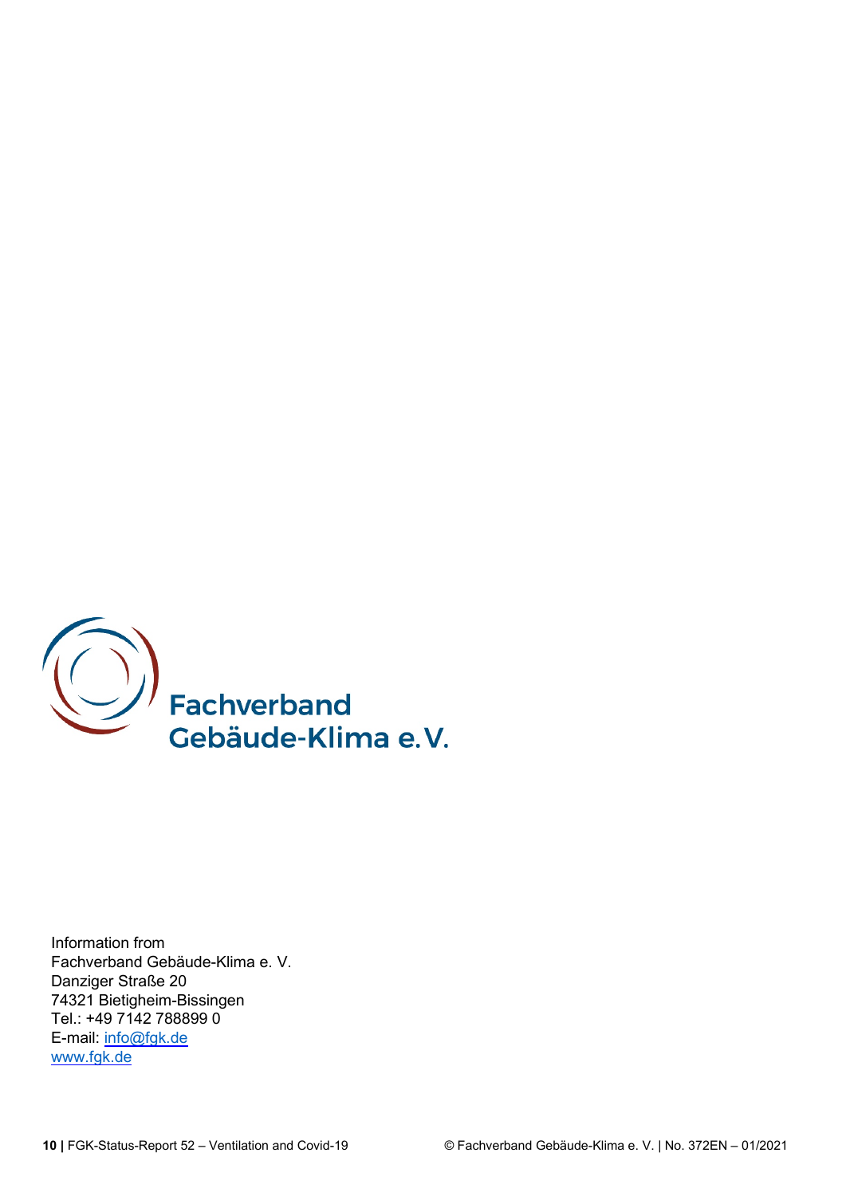Fachverband
Gebäude-Klima e.V.

Information from
Fachverband Gebäude-Klima e. V.
Danziger Straße 20
74321 Bietigheim-Bissingen
Tel.: +49 7142 788899 0
E-mail: info@fgk.de
www.fgk.de